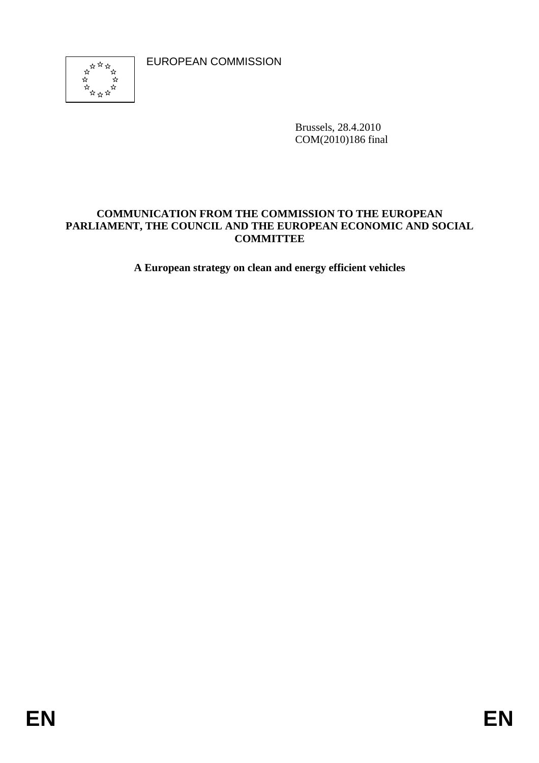EUROPEAN COMMISSION

Brussels, 28.4.2010
COM(2010)186 final

**COMMUNICATION FROM THE COMMISSION TO THE EUROPEAN PARLIAMENT, THE COUNCIL AND THE EUROPEAN ECONOMIC AND SOCIAL COMMITTEE**

**A European strategy on clean and energy efficient vehicles**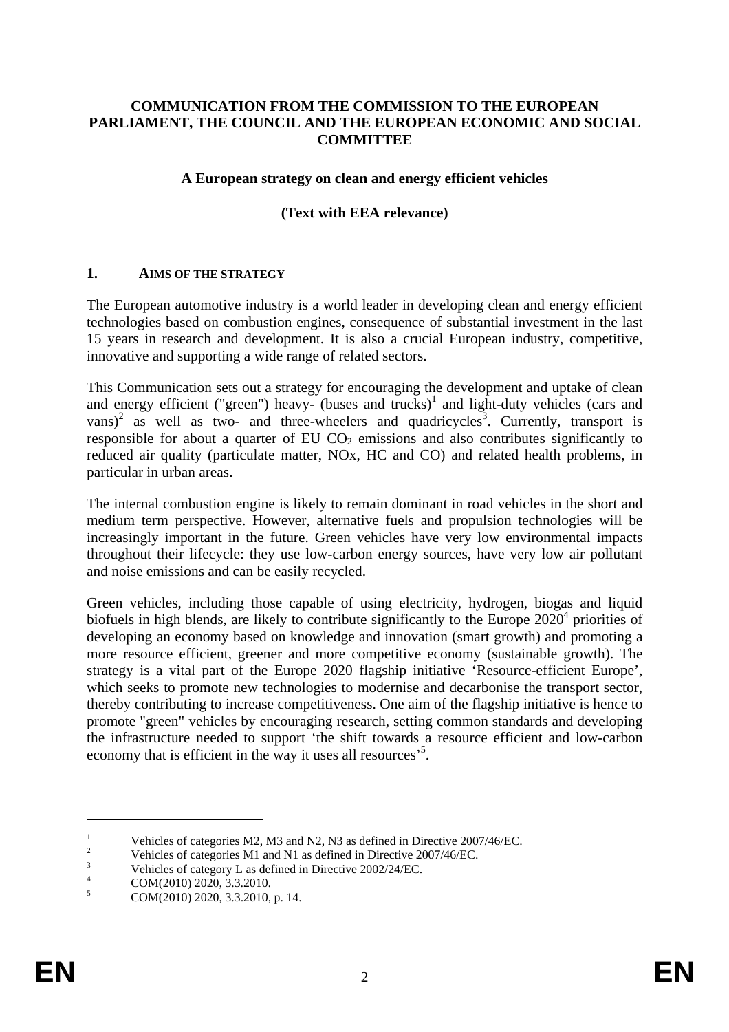**COMMUNICATION FROM THE COMMISSION TO THE EUROPEAN PARLIAMENT, THE COUNCIL AND THE EUROPEAN ECONOMIC AND SOCIAL COMMITTEE**

**A European strategy on clean and energy efficient vehicles**

**(Text with EEA relevance)**

## 1. AIMS OF THE STRATEGY

The European automotive industry is a world leader in developing clean and energy efficient technologies based on combustion engines, consequence of substantial investment in the last 15 years in research and development. It is also a crucial European industry, competitive, innovative and supporting a wide range of related sectors.

This Communication sets out a strategy for encouraging the development and uptake of clean and energy efficient ("green") heavy- (buses and trucks)[1] and light-duty vehicles (cars and vans)[2] as well as two- and three-wheelers and quadricycles[3]. Currently, transport is responsible for about a quarter of EU $CO_2$ emissions and also contributes significantly to reduced air quality (particulate matter, NOx, HC and CO) and related health problems, in particular in urban areas.

The internal combustion engine is likely to remain dominant in road vehicles in the short and medium term perspective. However, alternative fuels and propulsion technologies will be increasingly important in the future. Green vehicles have very low environmental impacts throughout their lifecycle: they use low-carbon energy sources, have very low air pollutant and noise emissions and can be easily recycled.

Green vehicles, including those capable of using electricity, hydrogen, biogas and liquid biofuels in high blends, are likely to contribute significantly to the Europe 2020[4] priorities of developing an economy based on knowledge and innovation (smart growth) and promoting a more resource efficient, greener and more competitive economy (sustainable growth). The strategy is a vital part of the Europe 2020 flagship initiative 'Resource-efficient Europe', which seeks to promote new technologies to modernise and decarbonise the transport sector, thereby contributing to increase competitiveness. One aim of the flagship initiative is hence to promote "green" vehicles by encouraging research, setting common standards and developing the infrastructure needed to support 'the shift towards a resource efficient and low-carbon economy that is efficient in the way it uses all resources'[5].

---

[1] Vehicles of categories M2, M3 and N2, N3 as defined in Directive 2007/46/EC.

[2] Vehicles of categories M1 and N1 as defined in Directive 2007/46/EC.

[3] Vehicles of category L as defined in Directive 2002/24/EC.

[4] COM(2010) 2020, 3.3.2010.

[5] COM(2010) 2020, 3.3.2010, p. 14.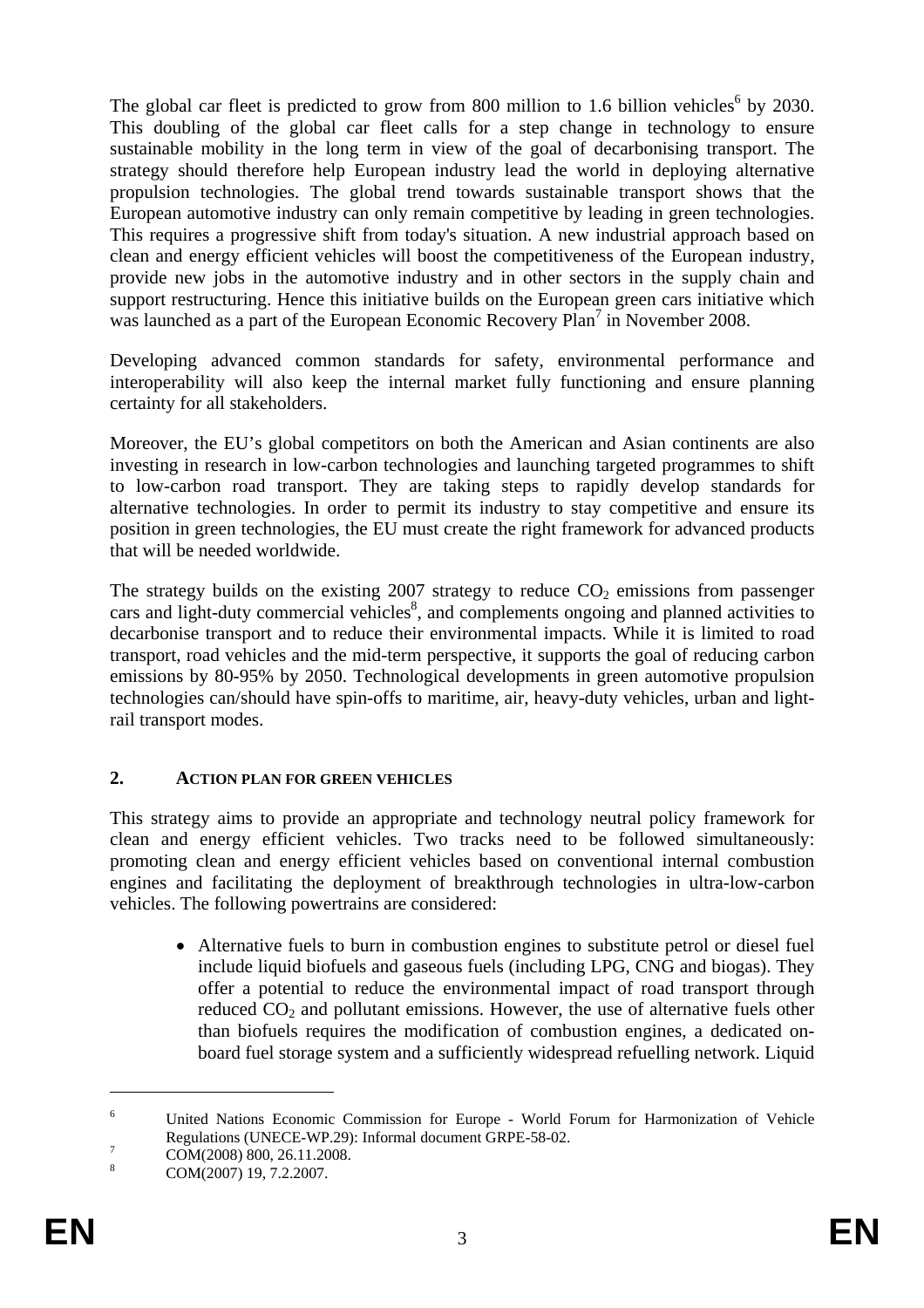The global car fleet is predicted to grow from 800 million to 1.6 billion vehicles[6] by 2030. This doubling of the global car fleet calls for a step change in technology to ensure sustainable mobility in the long term in view of the goal of decarbonising transport. The strategy should therefore help European industry lead the world in deploying alternative propulsion technologies. The global trend towards sustainable transport shows that the European automotive industry can only remain competitive by leading in green technologies. This requires a progressive shift from today's situation. A new industrial approach based on clean and energy efficient vehicles will boost the competitiveness of the European industry, provide new jobs in the automotive industry and in other sectors in the supply chain and support restructuring. Hence this initiative builds on the European green cars initiative which was launched as a part of the European Economic Recovery Plan[7] in November 2008.

Developing advanced common standards for safety, environmental performance and interoperability will also keep the internal market fully functioning and ensure planning certainty for all stakeholders.

Moreover, the EU's global competitors on both the American and Asian continents are also investing in research in low-carbon technologies and launching targeted programmes to shift to low-carbon road transport. They are taking steps to rapidly develop standards for alternative technologies. In order to permit its industry to stay competitive and ensure its position in green technologies, the EU must create the right framework for advanced products that will be needed worldwide.

The strategy builds on the existing 2007 strategy to reduce $CO_2$ emissions from passenger cars and light-duty commercial vehicles[8], and complements ongoing and planned activities to decarbonise transport and to reduce their environmental impacts. While it is limited to road transport, road vehicles and the mid-term perspective, it supports the goal of reducing carbon emissions by 80-95% by 2050. Technological developments in green automotive propulsion technologies can/should have spin-offs to maritime, air, heavy-duty vehicles, urban and light-rail transport modes.

## 2. ACTION PLAN FOR GREEN VEHICLES

This strategy aims to provide an appropriate and technology neutral policy framework for clean and energy efficient vehicles. Two tracks need to be followed simultaneously: promoting clean and energy efficient vehicles based on conventional internal combustion engines and facilitating the deployment of breakthrough technologies in ultra-low-carbon vehicles. The following powertrains are considered:

- Alternative fuels to burn in combustion engines to substitute petrol or diesel fuel include liquid biofuels and gaseous fuels (including LPG, CNG and biogas). They offer a potential to reduce the environmental impact of road transport through reduced $CO_2$ and pollutant emissions. However, the use of alternative fuels other than biofuels requires the modification of combustion engines, a dedicated on-board fuel storage system and a sufficiently widespread refuelling network. Liquid

---

[6] United Nations Economic Commission for Europe - World Forum for Harmonization of Vehicle Regulations (UNECE-WP.29): Informal document GRPE-58-02.

[7] COM(2008) 800, 26.11.2008.

[8] COM(2007) 19, 7.2.2007.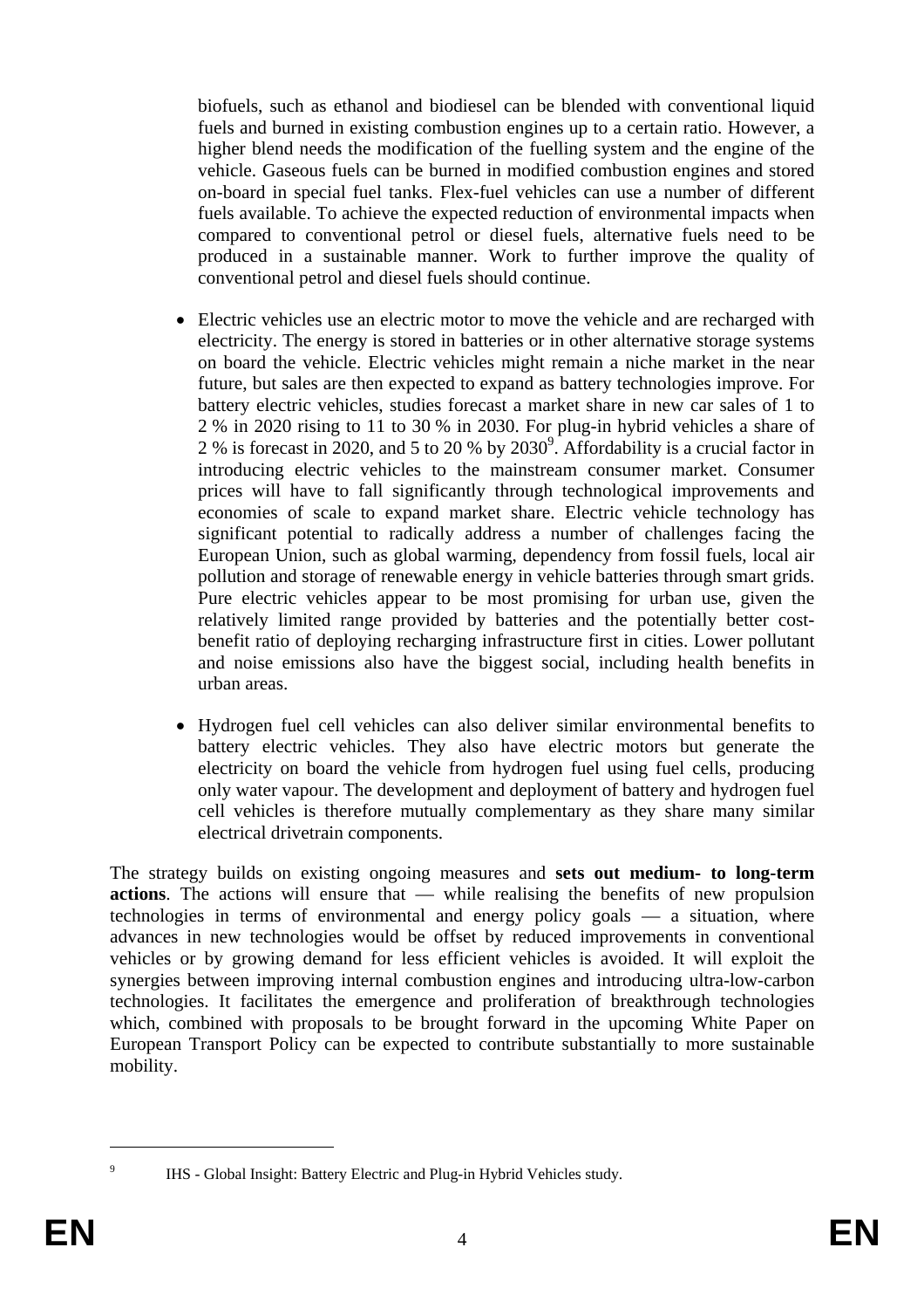biofuels, such as ethanol and biodiesel can be blended with conventional liquid fuels and burned in existing combustion engines up to a certain ratio. However, a higher blend needs the modification of the fuelling system and the engine of the vehicle. Gaseous fuels can be burned in modified combustion engines and stored on-board in special fuel tanks. Flex-fuel vehicles can use a number of different fuels available. To achieve the expected reduction of environmental impacts when compared to conventional petrol or diesel fuels, alternative fuels need to be produced in a sustainable manner. Work to further improve the quality of conventional petrol and diesel fuels should continue.

- Electric vehicles use an electric motor to move the vehicle and are recharged with electricity. The energy is stored in batteries or in other alternative storage systems on board the vehicle. Electric vehicles might remain a niche market in the near future, but sales are then expected to expand as battery technologies improve. For battery electric vehicles, studies forecast a market share in new car sales of 1 to 2 % in 2020 rising to 11 to 30 % in 2030. For plug-in hybrid vehicles a share of 2 % is forecast in 2020, and 5 to 20 % by 2030[9]. Affordability is a crucial factor in introducing electric vehicles to the mainstream consumer market. Consumer prices will have to fall significantly through technological improvements and economies of scale to expand market share. Electric vehicle technology has significant potential to radically address a number of challenges facing the European Union, such as global warming, dependency from fossil fuels, local air pollution and storage of renewable energy in vehicle batteries through smart grids. Pure electric vehicles appear to be most promising for urban use, given the relatively limited range provided by batteries and the potentially better cost-benefit ratio of deploying recharging infrastructure first in cities. Lower pollutant and noise emissions also have the biggest social, including health benefits in urban areas.

- Hydrogen fuel cell vehicles can also deliver similar environmental benefits to battery electric vehicles. They also have electric motors but generate the electricity on board the vehicle from hydrogen fuel using fuel cells, producing only water vapour. The development and deployment of battery and hydrogen fuel cell vehicles is therefore mutually complementary as they share many similar electrical drivetrain components.

The strategy builds on existing ongoing measures and **sets out medium- to long-term actions**. The actions will ensure that — while realising the benefits of new propulsion technologies in terms of environmental and energy policy goals — a situation, where advances in new technologies would be offset by reduced improvements in conventional vehicles or by growing demand for less efficient vehicles is avoided. It will exploit the synergies between improving internal combustion engines and introducing ultra-low-carbon technologies. It facilitates the emergence and proliferation of breakthrough technologies which, combined with proposals to be brought forward in the upcoming White Paper on European Transport Policy can be expected to contribute substantially to more sustainable mobility.

---

[9] IHS - Global Insight: Battery Electric and Plug-in Hybrid Vehicles study.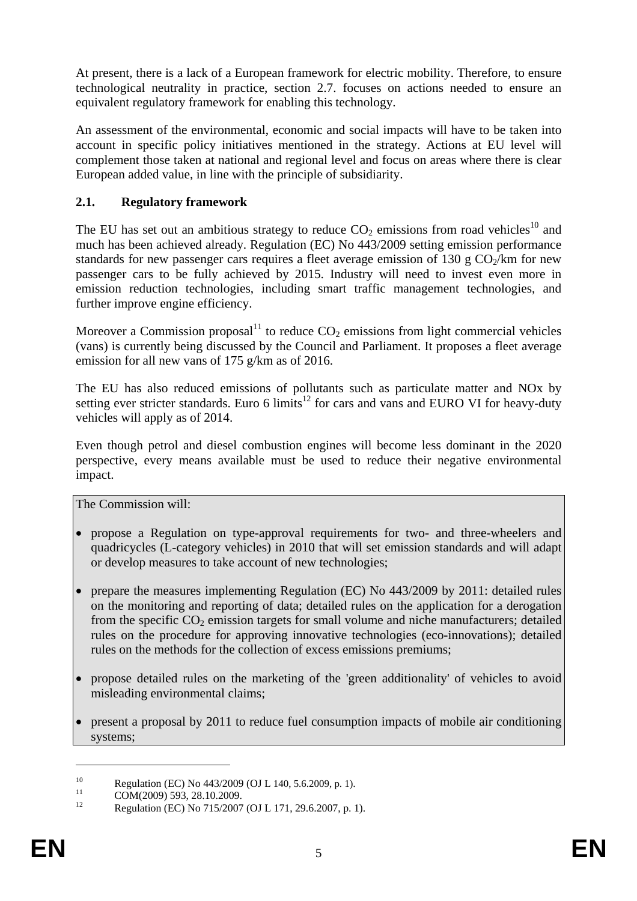At present, there is a lack of a European framework for electric mobility. Therefore, to ensure technological neutrality in practice, section 2.7. focuses on actions needed to ensure an equivalent regulatory framework for enabling this technology.

An assessment of the environmental, economic and social impacts will have to be taken into account in specific policy initiatives mentioned in the strategy. Actions at EU level will complement those taken at national and regional level and focus on areas where there is clear European added value, in line with the principle of subsidiarity.

## 2.1. Regulatory framework

The EU has set out an ambitious strategy to reduce $CO_2$ emissions from road vehicles[10] and much has been achieved already. Regulation (EC) No 443/2009 setting emission performance standards for new passenger cars requires a fleet average emission of 130 g $CO_2$/km for new passenger cars to be fully achieved by 2015. Industry will need to invest even more in emission reduction technologies, including smart traffic management technologies, and further improve engine efficiency.

Moreover a Commission proposal[11] to reduce $CO_2$ emissions from light commercial vehicles (vans) is currently being discussed by the Council and Parliament. It proposes a fleet average emission for all new vans of 175 g/km as of 2016.

The EU has also reduced emissions of pollutants such as particulate matter and NOx by setting ever stricter standards. Euro 6 limits[12] for cars and vans and EURO VI for heavy-duty vehicles will apply as of 2014.

Even though petrol and diesel combustion engines will become less dominant in the 2020 perspective, every means available must be used to reduce their negative environmental impact.

The Commission will:

- propose a Regulation on type-approval requirements for two- and three-wheelers and quadricycles (L-category vehicles) in 2010 that will set emission standards and will adapt or develop measures to take account of new technologies;
- prepare the measures implementing Regulation (EC) No 443/2009 by 2011: detailed rules on the monitoring and reporting of data; detailed rules on the application for a derogation from the specific $CO_2$ emission targets for small volume and niche manufacturers; detailed rules on the procedure for approving innovative technologies (eco-innovations); detailed rules on the methods for the collection of excess emissions premiums;
- propose detailed rules on the marketing of the 'green additionality' of vehicles to avoid misleading environmental claims;
- present a proposal by 2011 to reduce fuel consumption impacts of mobile air conditioning systems;

---

[10] Regulation (EC) No 443/2009 (OJ L 140, 5.6.2009, p. 1).

[11] COM(2009) 593, 28.10.2009.

[12] Regulation (EC) No 715/2007 (OJ L 171, 29.6.2007, p. 1).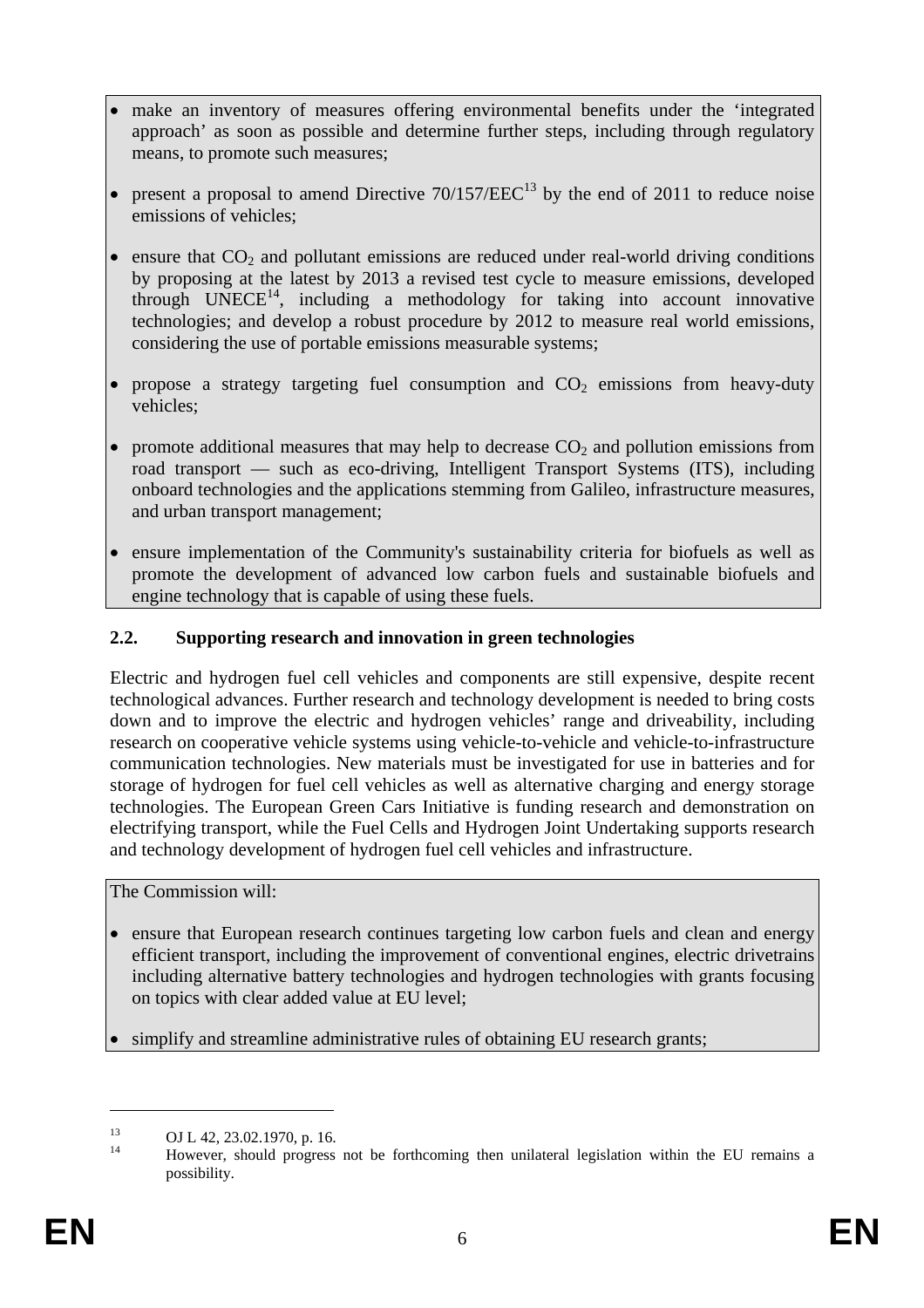- make an inventory of measures offering environmental benefits under the 'integrated approach' as soon as possible and determine further steps, including through regulatory means, to promote such measures;

- present a proposal to amend Directive 70/157/EEC[13] by the end of 2011 to reduce noise emissions of vehicles;

- ensure that $CO_2$ and pollutant emissions are reduced under real-world driving conditions by proposing at the latest by 2013 a revised test cycle to measure emissions, developed through UNECE[14], including a methodology for taking into account innovative technologies; and develop a robust procedure by 2012 to measure real world emissions, considering the use of portable emissions measurable systems;

- propose a strategy targeting fuel consumption and $CO_2$ emissions from heavy-duty vehicles;

- promote additional measures that may help to decrease $CO_2$ and pollution emissions from road transport — such as eco-driving, Intelligent Transport Systems (ITS), including onboard technologies and the applications stemming from Galileo, infrastructure measures, and urban transport management;

- ensure implementation of the Community's sustainability criteria for biofuels as well as promote the development of advanced low carbon fuels and sustainable biofuels and engine technology that is capable of using these fuels.

## 2.2. Supporting research and innovation in green technologies

Electric and hydrogen fuel cell vehicles and components are still expensive, despite recent technological advances. Further research and technology development is needed to bring costs down and to improve the electric and hydrogen vehicles' range and driveability, including research on cooperative vehicle systems using vehicle-to-vehicle and vehicle-to-infrastructure communication technologies. New materials must be investigated for use in batteries and for storage of hydrogen for fuel cell vehicles as well as alternative charging and energy storage technologies. The European Green Cars Initiative is funding research and demonstration on electrifying transport, while the Fuel Cells and Hydrogen Joint Undertaking supports research and technology development of hydrogen fuel cell vehicles and infrastructure.

The Commission will:

- ensure that European research continues targeting low carbon fuels and clean and energy efficient transport, including the improvement of conventional engines, electric drivetrains including alternative battery technologies and hydrogen technologies with grants focusing on topics with clear added value at EU level;

- simplify and streamline administrative rules of obtaining EU research grants;

---

[13] OJ L 42, 23.02.1970, p. 16.

[14] However, should progress not be forthcoming then unilateral legislation within the EU remains a possibility.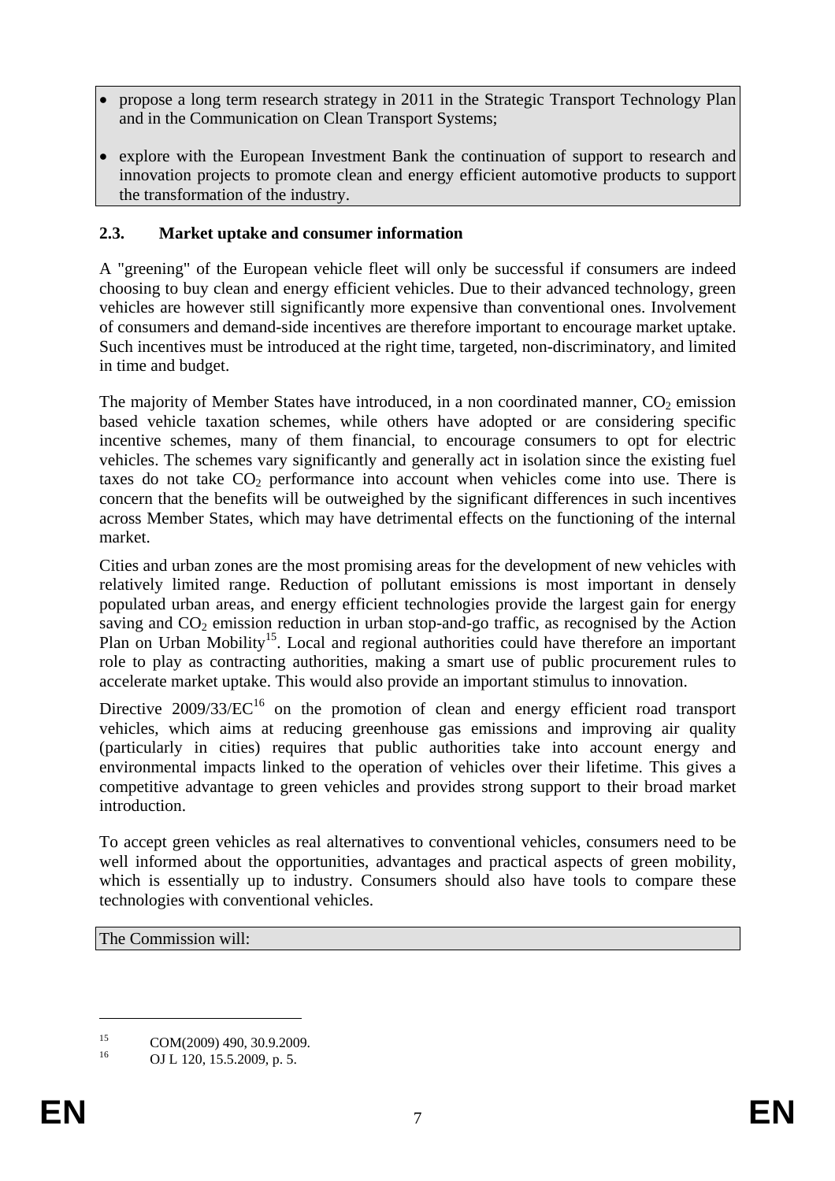- propose a long term research strategy in 2011 in the Strategic Transport Technology Plan and in the Communication on Clean Transport Systems;
- explore with the European Investment Bank the continuation of support to research and innovation projects to promote clean and energy efficient automotive products to support the transformation of the industry.

### 2.3. Market uptake and consumer information

A "greening" of the European vehicle fleet will only be successful if consumers are indeed choosing to buy clean and energy efficient vehicles. Due to their advanced technology, green vehicles are however still significantly more expensive than conventional ones. Involvement of consumers and demand-side incentives are therefore important to encourage market uptake. Such incentives must be introduced at the right time, targeted, non-discriminatory, and limited in time and budget.

The majority of Member States have introduced, in a non coordinated manner, $CO_2$ emission based vehicle taxation schemes, while others have adopted or are considering specific incentive schemes, many of them financial, to encourage consumers to opt for electric vehicles. The schemes vary significantly and generally act in isolation since the existing fuel taxes do not take $CO_2$ performance into account when vehicles come into use. There is concern that the benefits will be outweighed by the significant differences in such incentives across Member States, which may have detrimental effects on the functioning of the internal market.

Cities and urban zones are the most promising areas for the development of new vehicles with relatively limited range. Reduction of pollutant emissions is most important in densely populated urban areas, and energy efficient technologies provide the largest gain for energy saving and $CO_2$ emission reduction in urban stop-and-go traffic, as recognised by the Action Plan on Urban Mobility[15]. Local and regional authorities could have therefore an important role to play as contracting authorities, making a smart use of public procurement rules to accelerate market uptake. This would also provide an important stimulus to innovation.

Directive 2009/33/EC[16] on the promotion of clean and energy efficient road transport vehicles, which aims at reducing greenhouse gas emissions and improving air quality (particularly in cities) requires that public authorities take into account energy and environmental impacts linked to the operation of vehicles over their lifetime. This gives a competitive advantage to green vehicles and provides strong support to their broad market introduction.

To accept green vehicles as real alternatives to conventional vehicles, consumers need to be well informed about the opportunities, advantages and practical aspects of green mobility, which is essentially up to industry. Consumers should also have tools to compare these technologies with conventional vehicles.

The Commission will:

---

[15] COM(2009) 490, 30.9.2009.

[16] OJ L 120, 15.5.2009, p. 5.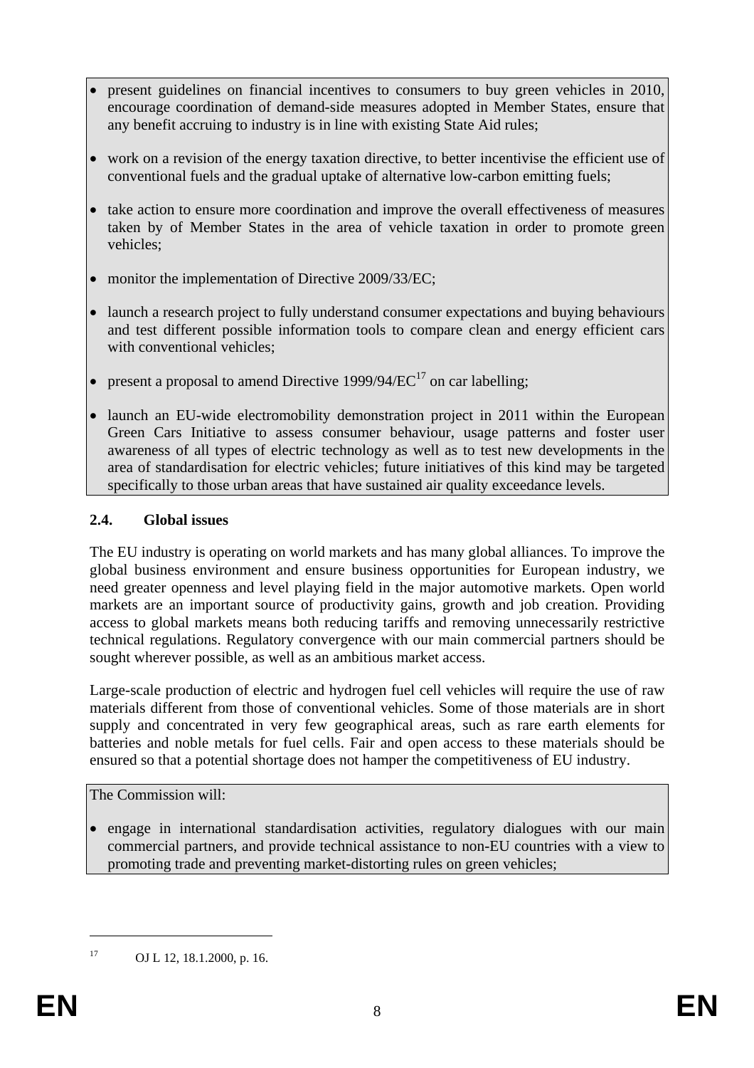- present guidelines on financial incentives to consumers to buy green vehicles in 2010, encourage coordination of demand-side measures adopted in Member States, ensure that any benefit accruing to industry is in line with existing State Aid rules;
- work on a revision of the energy taxation directive, to better incentivise the efficient use of conventional fuels and the gradual uptake of alternative low-carbon emitting fuels;
- take action to ensure more coordination and improve the overall effectiveness of measures taken by of Member States in the area of vehicle taxation in order to promote green vehicles;
- monitor the implementation of Directive 2009/33/EC;
- launch a research project to fully understand consumer expectations and buying behaviours and test different possible information tools to compare clean and energy efficient cars with conventional vehicles;
- present a proposal to amend Directive 1999/94/EC[17] on car labelling;
- launch an EU-wide electromobility demonstration project in 2011 within the European Green Cars Initiative to assess consumer behaviour, usage patterns and foster user awareness of all types of electric technology as well as to test new developments in the area of standardisation for electric vehicles; future initiatives of this kind may be targeted specifically to those urban areas that have sustained air quality exceedance levels.

### 2.4. Global issues

The EU industry is operating on world markets and has many global alliances. To improve the global business environment and ensure business opportunities for European industry, we need greater openness and level playing field in the major automotive markets. Open world markets are an important source of productivity gains, growth and job creation. Providing access to global markets means both reducing tariffs and removing unnecessarily restrictive technical regulations. Regulatory convergence with our main commercial partners should be sought wherever possible, as well as an ambitious market access.

Large-scale production of electric and hydrogen fuel cell vehicles will require the use of raw materials different from those of conventional vehicles. Some of those materials are in short supply and concentrated in very few geographical areas, such as rare earth elements for batteries and noble metals for fuel cells. Fair and open access to these materials should be ensured so that a potential shortage does not hamper the competitiveness of EU industry.

The Commission will:

- engage in international standardisation activities, regulatory dialogues with our main commercial partners, and provide technical assistance to non-EU countries with a view to promoting trade and preventing market-distorting rules on green vehicles;

---

[17] OJ L 12, 18.1.2000, p. 16.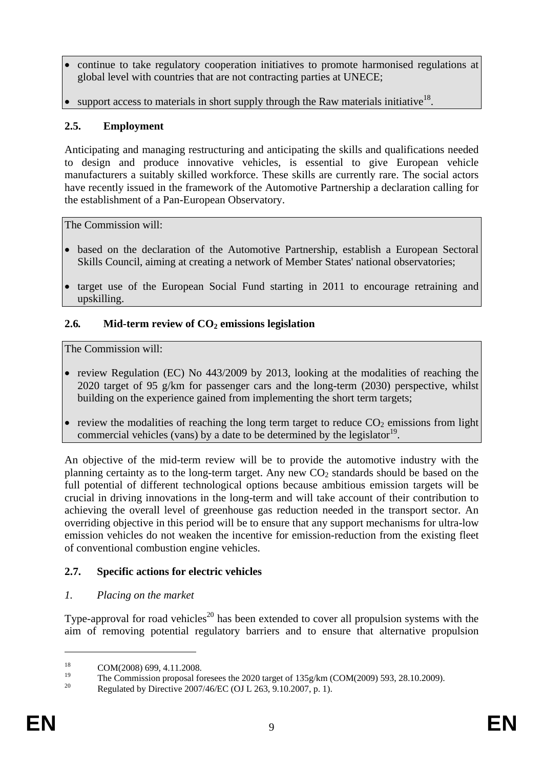- continue to take regulatory cooperation initiatives to promote harmonised regulations at global level with countries that are not contracting parties at UNECE;
- support access to materials in short supply through the Raw materials initiative[18].

### 2.5. Employment

Anticipating and managing restructuring and anticipating the skills and qualifications needed to design and produce innovative vehicles, is essential to give European vehicle manufacturers a suitably skilled workforce. These skills are currently rare. The social actors have recently issued in the framework of the Automotive Partnership a declaration calling for the establishment of a Pan-European Observatory.

The Commission will:

- based on the declaration of the Automotive Partnership, establish a European Sectoral Skills Council, aiming at creating a network of Member States' national observatories;
- target use of the European Social Fund starting in 2011 to encourage retraining and upskilling.

### 2.6. Mid-term review of $CO_2$ emissions legislation

The Commission will:

- review Regulation (EC) No 443/2009 by 2013, looking at the modalities of reaching the 2020 target of 95 g/km for passenger cars and the long-term (2030) perspective, whilst building on the experience gained from implementing the short term targets;
- review the modalities of reaching the long term target to reduce $CO_2$ emissions from light commercial vehicles (vans) by a date to be determined by the legislator[19].

An objective of the mid-term review will be to provide the automotive industry with the planning certainty as to the long-term target. Any new $CO_2$ standards should be based on the full potential of different technological options because ambitious emission targets will be crucial in driving innovations in the long-term and will take account of their contribution to achieving the overall level of greenhouse gas reduction needed in the transport sector. An overriding objective in this period will be to ensure that any support mechanisms for ultra-low emission vehicles do not weaken the incentive for emission-reduction from the existing fleet of conventional combustion engine vehicles.

### 2.7. Specific actions for electric vehicles

*1. Placing on the market*

Type-approval for road vehicles[20] has been extended to cover all propulsion systems with the aim of removing potential regulatory barriers and to ensure that alternative propulsion

---

[18] COM(2008) 699, 4.11.2008.

[19] The Commission proposal foresees the 2020 target of 135g/km (COM(2009) 593, 28.10.2009).

[20] Regulated by Directive 2007/46/EC (OJ L 263, 9.10.2007, p. 1).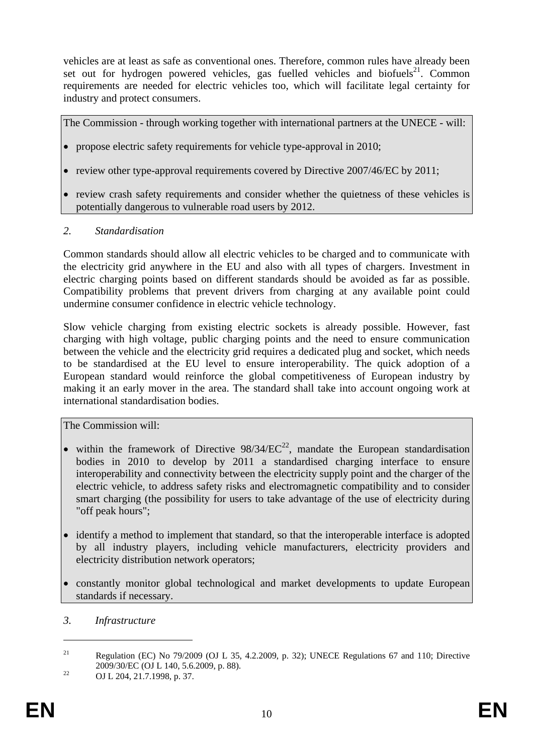vehicles are at least as safe as conventional ones. Therefore, common rules have already been set out for hydrogen powered vehicles, gas fuelled vehicles and biofuels[21]. Common requirements are needed for electric vehicles too, which will facilitate legal certainty for industry and protect consumers.

The Commission - through working together with international partners at the UNECE - will:

- propose electric safety requirements for vehicle type-approval in 2010;
- review other type-approval requirements covered by Directive 2007/46/EC by 2011;
- review crash safety requirements and consider whether the quietness of these vehicles is potentially dangerous to vulnerable road users by 2012.

### *2. Standardisation*

Common standards should allow all electric vehicles to be charged and to communicate with the electricity grid anywhere in the EU and also with all types of chargers. Investment in electric charging points based on different standards should be avoided as far as possible. Compatibility problems that prevent drivers from charging at any available point could undermine consumer confidence in electric vehicle technology.

Slow vehicle charging from existing electric sockets is already possible. However, fast charging with high voltage, public charging points and the need to ensure communication between the vehicle and the electricity grid requires a dedicated plug and socket, which needs to be standardised at the EU level to ensure interoperability. The quick adoption of a European standard would reinforce the global competitiveness of European industry by making it an early mover in the area. The standard shall take into account ongoing work at international standardisation bodies.

The Commission will:

- within the framework of Directive 98/34/EC[22], mandate the European standardisation bodies in 2010 to develop by 2011 a standardised charging interface to ensure interoperability and connectivity between the electricity supply point and the charger of the electric vehicle, to address safety risks and electromagnetic compatibility and to consider smart charging (the possibility for users to take advantage of the use of electricity during "off peak hours";
- identify a method to implement that standard, so that the interoperable interface is adopted by all industry players, including vehicle manufacturers, electricity providers and electricity distribution network operators;
- constantly monitor global technological and market developments to update European standards if necessary.

### *3. Infrastructure*

---

[21] Regulation (EC) No 79/2009 (OJ L 35, 4.2.2009, p. 32); UNECE Regulations 67 and 110; Directive 2009/30/EC (OJ L 140, 5.6.2009, p. 88).

[22] OJ L 204, 21.7.1998, p. 37.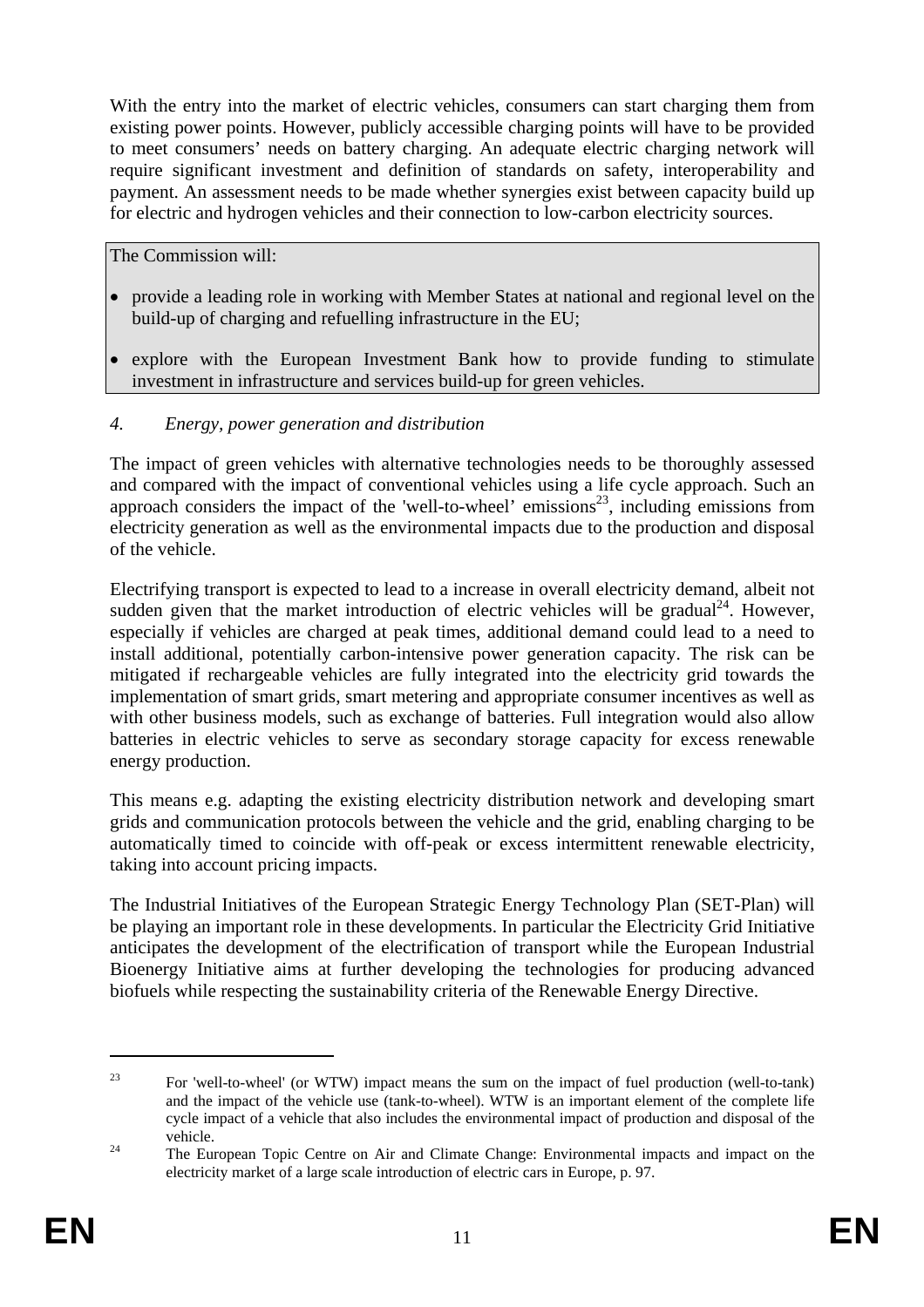With the entry into the market of electric vehicles, consumers can start charging them from existing power points. However, publicly accessible charging points will have to be provided to meet consumers' needs on battery charging. An adequate electric charging network will require significant investment and definition of standards on safety, interoperability and payment. An assessment needs to be made whether synergies exist between capacity build up for electric and hydrogen vehicles and their connection to low-carbon electricity sources.

The Commission will:

- provide a leading role in working with Member States at national and regional level on the build-up of charging and refuelling infrastructure in the EU;
- explore with the European Investment Bank how to provide funding to stimulate investment in infrastructure and services build-up for green vehicles.

*4. Energy, power generation and distribution*

The impact of green vehicles with alternative technologies needs to be thoroughly assessed and compared with the impact of conventional vehicles using a life cycle approach. Such an approach considers the impact of the 'well-to-wheel' emissions[23], including emissions from electricity generation as well as the environmental impacts due to the production and disposal of the vehicle.

Electrifying transport is expected to lead to a increase in overall electricity demand, albeit not sudden given that the market introduction of electric vehicles will be gradual[24]. However, especially if vehicles are charged at peak times, additional demand could lead to a need to install additional, potentially carbon-intensive power generation capacity. The risk can be mitigated if rechargeable vehicles are fully integrated into the electricity grid towards the implementation of smart grids, smart metering and appropriate consumer incentives as well as with other business models, such as exchange of batteries. Full integration would also allow batteries in electric vehicles to serve as secondary storage capacity for excess renewable energy production.

This means e.g. adapting the existing electricity distribution network and developing smart grids and communication protocols between the vehicle and the grid, enabling charging to be automatically timed to coincide with off-peak or excess intermittent renewable electricity, taking into account pricing impacts.

The Industrial Initiatives of the European Strategic Energy Technology Plan (SET-Plan) will be playing an important role in these developments. In particular the Electricity Grid Initiative anticipates the development of the electrification of transport while the European Industrial Bioenergy Initiative aims at further developing the technologies for producing advanced biofuels while respecting the sustainability criteria of the Renewable Energy Directive.

[23] For 'well-to-wheel' (or WTW) impact means the sum on the impact of fuel production (well-to-tank) and the impact of the vehicle use (tank-to-wheel). WTW is an important element of the complete life cycle impact of a vehicle that also includes the environmental impact of production and disposal of the vehicle.

[24] The European Topic Centre on Air and Climate Change: Environmental impacts and impact on the electricity market of a large scale introduction of electric cars in Europe, p. 97.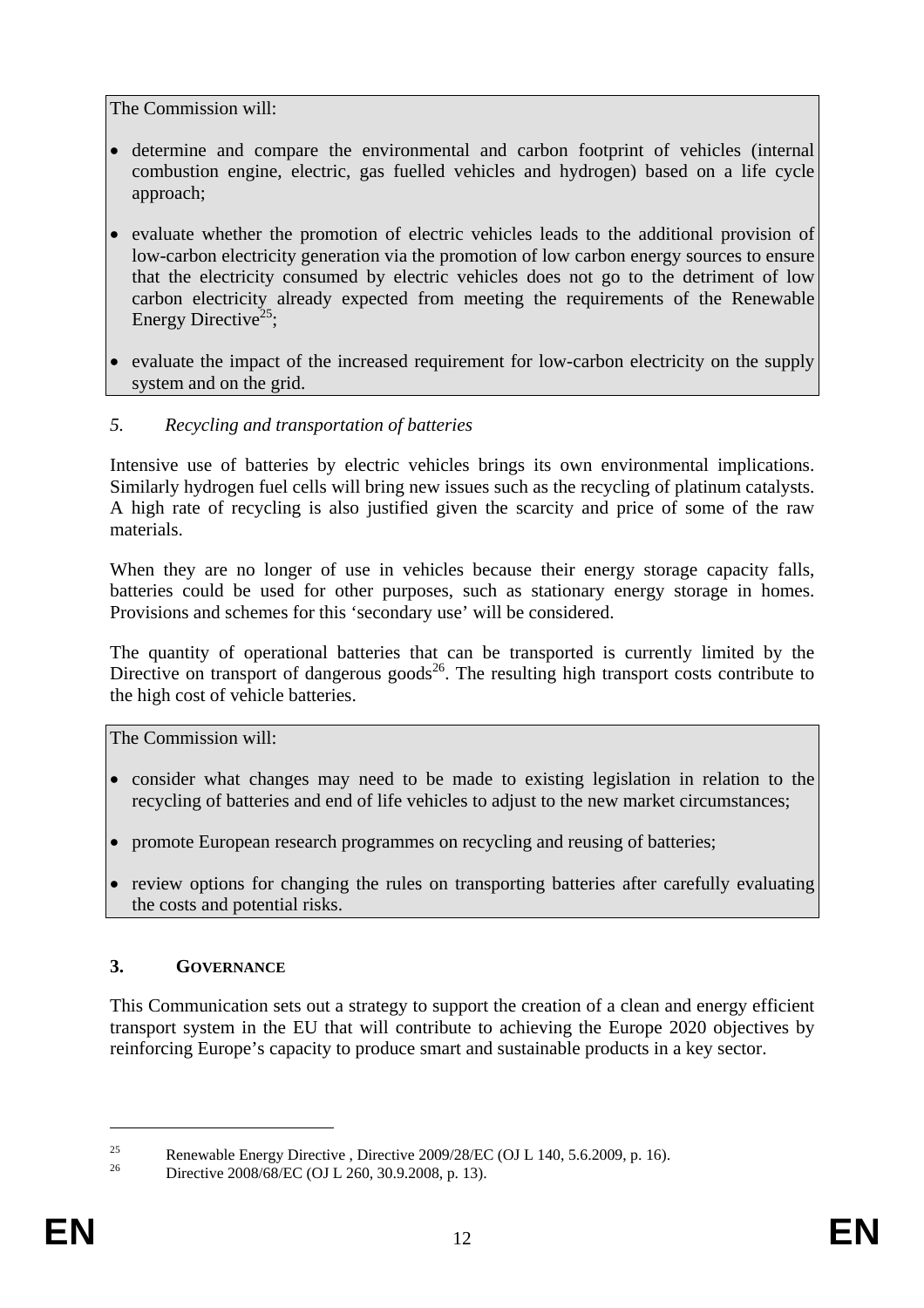The Commission will:

- determine and compare the environmental and carbon footprint of vehicles (internal combustion engine, electric, gas fuelled vehicles and hydrogen) based on a life cycle approach;
- evaluate whether the promotion of electric vehicles leads to the additional provision of low-carbon electricity generation via the promotion of low carbon energy sources to ensure that the electricity consumed by electric vehicles does not go to the detriment of low carbon electricity already expected from meeting the requirements of the Renewable Energy Directive[25];
- evaluate the impact of the increased requirement for low-carbon electricity on the supply system and on the grid.

*5. Recycling and transportation of batteries*

Intensive use of batteries by electric vehicles brings its own environmental implications. Similarly hydrogen fuel cells will bring new issues such as the recycling of platinum catalysts. A high rate of recycling is also justified given the scarcity and price of some of the raw materials.

When they are no longer of use in vehicles because their energy storage capacity falls, batteries could be used for other purposes, such as stationary energy storage in homes. Provisions and schemes for this 'secondary use' will be considered.

The quantity of operational batteries that can be transported is currently limited by the Directive on transport of dangerous goods[26]. The resulting high transport costs contribute to the high cost of vehicle batteries.

The Commission will:

- consider what changes may need to be made to existing legislation in relation to the recycling of batteries and end of life vehicles to adjust to the new market circumstances;
- promote European research programmes on recycling and reusing of batteries;
- review options for changing the rules on transporting batteries after carefully evaluating the costs and potential risks.

## 3. GOVERNANCE

This Communication sets out a strategy to support the creation of a clean and energy efficient transport system in the EU that will contribute to achieving the Europe 2020 objectives by reinforcing Europe's capacity to produce smart and sustainable products in a key sector.

---

[25] Renewable Energy Directive , Directive 2009/28/EC (OJ L 140, 5.6.2009, p. 16).

[26] Directive 2008/68/EC (OJ L 260, 30.9.2008, p. 13).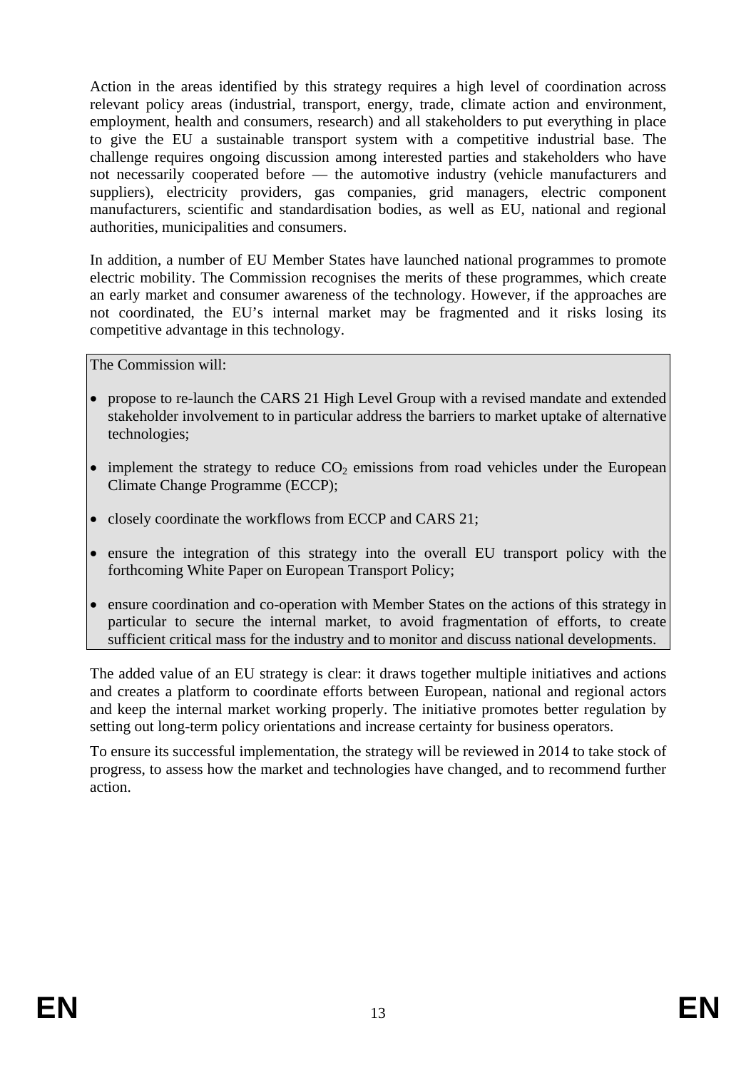Action in the areas identified by this strategy requires a high level of coordination across relevant policy areas (industrial, transport, energy, trade, climate action and environment, employment, health and consumers, research) and all stakeholders to put everything in place to give the EU a sustainable transport system with a competitive industrial base. The challenge requires ongoing discussion among interested parties and stakeholders who have not necessarily cooperated before — the automotive industry (vehicle manufacturers and suppliers), electricity providers, gas companies, grid managers, electric component manufacturers, scientific and standardisation bodies, as well as EU, national and regional authorities, municipalities and consumers.

In addition, a number of EU Member States have launched national programmes to promote electric mobility. The Commission recognises the merits of these programmes, which create an early market and consumer awareness of the technology. However, if the approaches are not coordinated, the EU's internal market may be fragmented and it risks losing its competitive advantage in this technology.

The Commission will:

- propose to re-launch the CARS 21 High Level Group with a revised mandate and extended stakeholder involvement to in particular address the barriers to market uptake of alternative technologies;
- implement the strategy to reduce $CO_2$ emissions from road vehicles under the European Climate Change Programme (ECCP);
- closely coordinate the workflows from ECCP and CARS 21;
- ensure the integration of this strategy into the overall EU transport policy with the forthcoming White Paper on European Transport Policy;
- ensure coordination and co-operation with Member States on the actions of this strategy in particular to secure the internal market, to avoid fragmentation of efforts, to create sufficient critical mass for the industry and to monitor and discuss national developments.

The added value of an EU strategy is clear: it draws together multiple initiatives and actions and creates a platform to coordinate efforts between European, national and regional actors and keep the internal market working properly. The initiative promotes better regulation by setting out long-term policy orientations and increase certainty for business operators.

To ensure its successful implementation, the strategy will be reviewed in 2014 to take stock of progress, to assess how the market and technologies have changed, and to recommend further action.